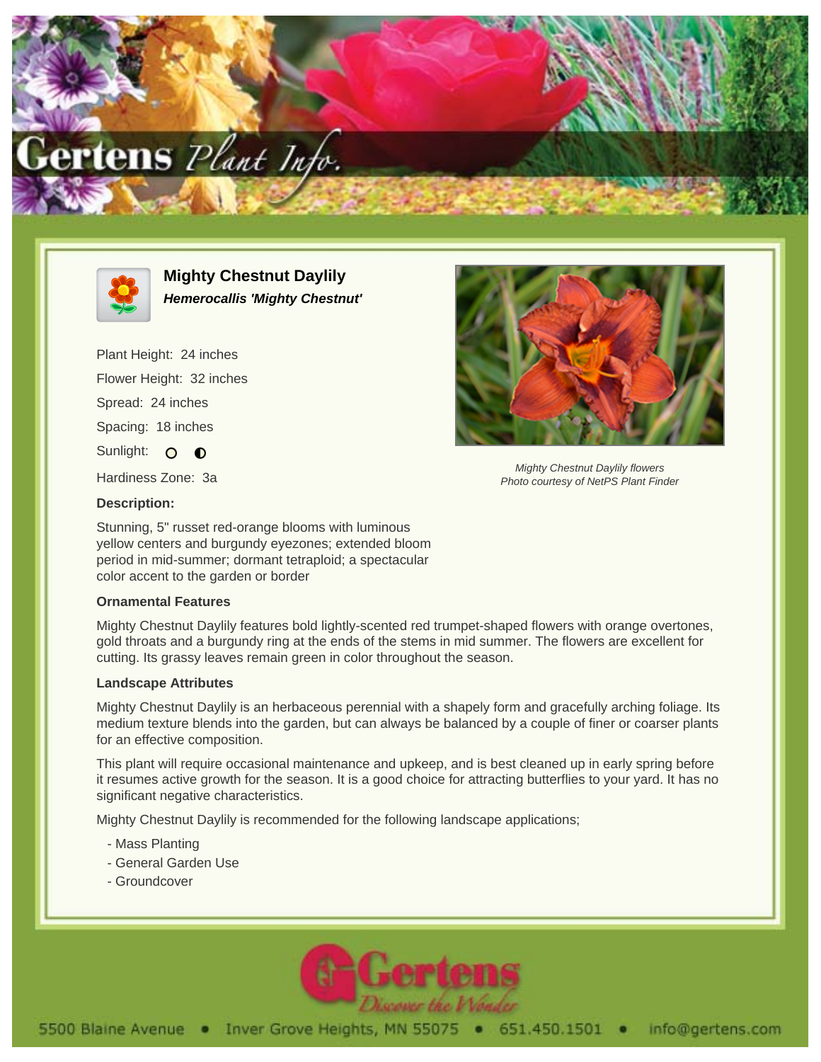# Mighty Chestnut Daylily

***Hemerocallis 'Mighty Chestnut'***

Plant Height: 24 inches

Flower Height: 32 inches

Spread: 24 inches

Spacing: 18 inches

Sunlight: ○ ◐

Hardiness Zone: 3a

*Mighty Chestnut Daylily flowers*
*Photo courtesy of NetPS Plant Finder*

**Description:**

Stunning, 5" russet red-orange blooms with luminous yellow centers and burgundy eyezones; extended bloom period in mid-summer; dormant tetraploid; a spectacular color accent to the garden or border

**Ornamental Features**

Mighty Chestnut Daylily features bold lightly-scented red trumpet-shaped flowers with orange overtones, gold throats and a burgundy ring at the ends of the stems in mid summer. The flowers are excellent for cutting. Its grassy leaves remain green in color throughout the season.

**Landscape Attributes**

Mighty Chestnut Daylily is an herbaceous perennial with a shapely form and gracefully arching foliage. Its medium texture blends into the garden, but can always be balanced by a couple of finer or coarser plants for an effective composition.

This plant will require occasional maintenance and upkeep, and is best cleaned up in early spring before it resumes active growth for the season. It is a good choice for attracting butterflies to your yard. It has no significant negative characteristics.

Mighty Chestnut Daylily is recommended for the following landscape applications;

- Mass Planting
- General Garden Use
- Groundcover

5500 Blaine Avenue • Inver Grove Heights, MN 55075 • 651.450.1501 • info@gertens.com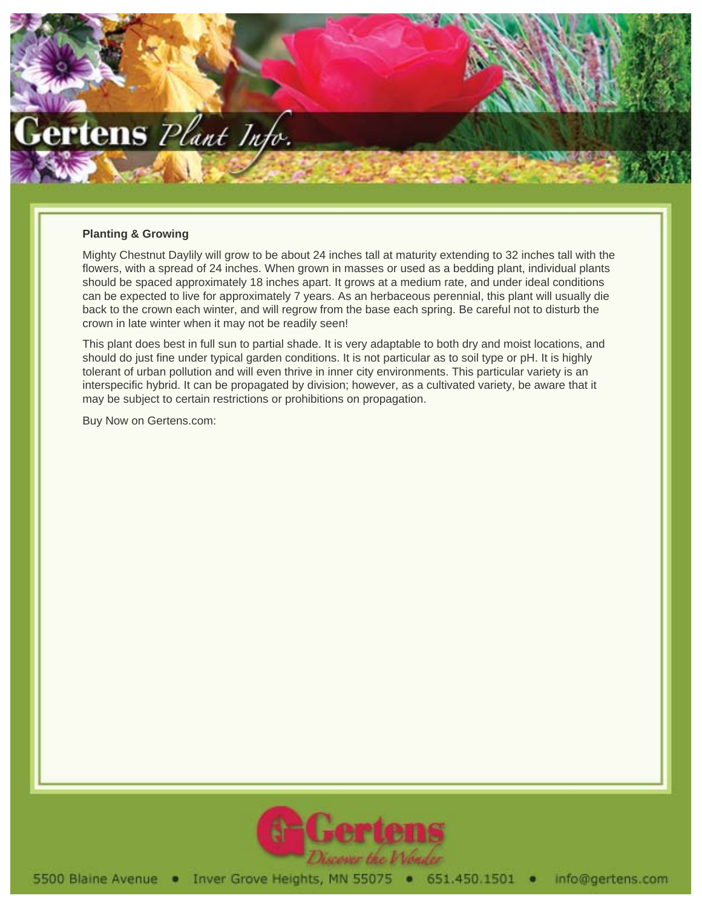### Planting & Growing

Mighty Chestnut Daylily will grow to be about 24 inches tall at maturity extending to 32 inches tall with the flowers, with a spread of 24 inches. When grown in masses or used as a bedding plant, individual plants should be spaced approximately 18 inches apart. It grows at a medium rate, and under ideal conditions can be expected to live for approximately 7 years. As an herbaceous perennial, this plant will usually die back to the crown each winter, and will regrow from the base each spring. Be careful not to disturb the crown in late winter when it may not be readily seen!

This plant does best in full sun to partial shade. It is very adaptable to both dry and moist locations, and should do just fine under typical garden conditions. It is not particular as to soil type or pH. It is highly tolerant of urban pollution and will even thrive in inner city environments. This particular variety is an interspecific hybrid. It can be propagated by division; however, as a cultivated variety, be aware that it may be subject to certain restrictions or prohibitions on propagation.

Buy Now on Gertens.com: